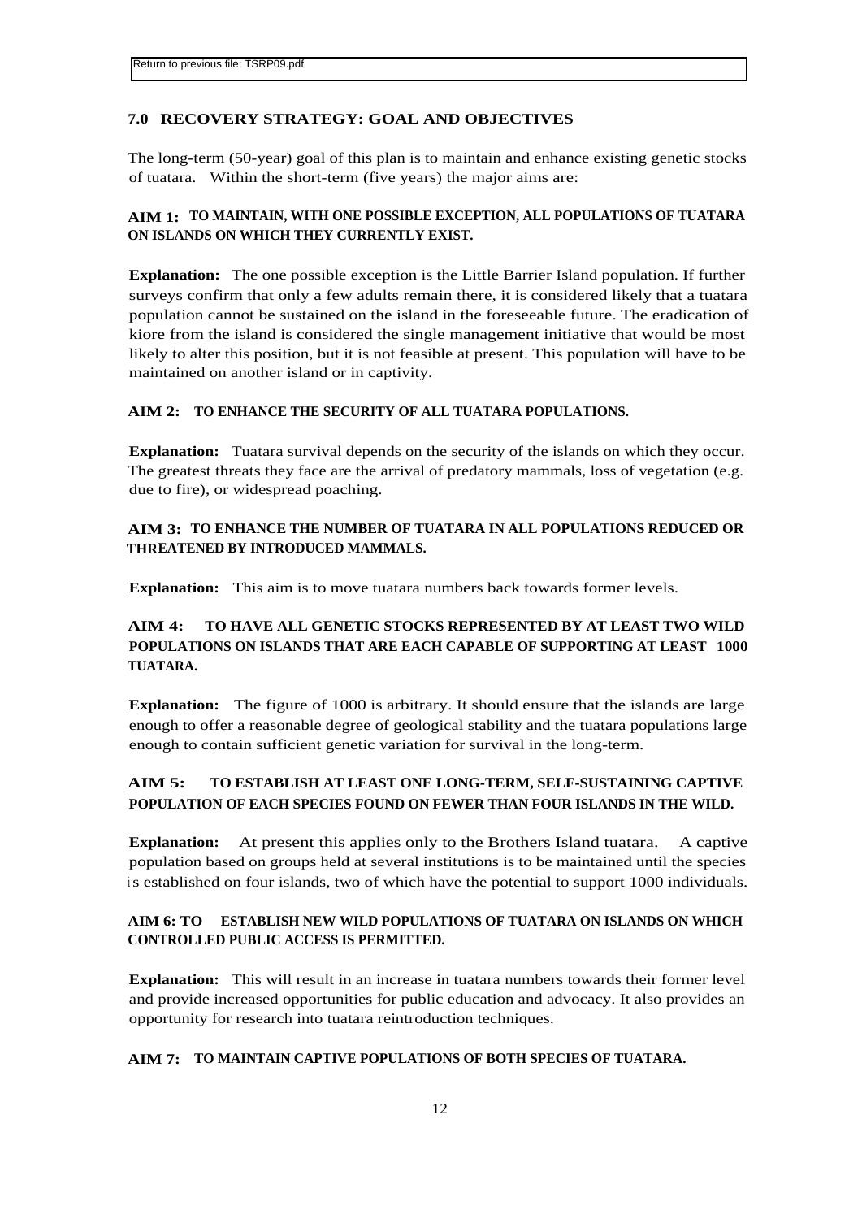Return to previous file: TSRP09.pdf

## 7.0 RECOVERY STRATEGY: GOAL AND OBJECTIVES

The long-term (50-year) goal of this plan is to maintain and enhance existing genetic stocks of tuatara. Within the short-term (five years) the major aims are:

**AIM 1: TO MAINTAIN, WITH ONE POSSIBLE EXCEPTION, ALL POPULATIONS OF TUATARA ON ISLANDS ON WHICH THEY CURRENTLY EXIST.**

**Explanation:** The one possible exception is the Little Barrier Island population. If further surveys confirm that only a few adults remain there, it is considered likely that a tuatara population cannot be sustained on the island in the foreseeable future. The eradication of kiore from the island is considered the single management initiative that would be most likely to alter this position, but it is not feasible at present. This population will have to be maintained on another island or in captivity.

**AIM 2: TO ENHANCE THE SECURITY OF ALL TUATARA POPULATIONS.**

**Explanation:** Tuatara survival depends on the security of the islands on which they occur. The greatest threats they face are the arrival of predatory mammals, loss of vegetation (e.g. due to fire), or widespread poaching.

**AIM 3: TO ENHANCE THE NUMBER OF TUATARA IN ALL POPULATIONS REDUCED OR THREATENED BY INTRODUCED MAMMALS.**

**Explanation:** This aim is to move tuatara numbers back towards former levels.

**AIM 4: TO HAVE ALL GENETIC STOCKS REPRESENTED BY AT LEAST TWO WILD POPULATIONS ON ISLANDS THAT ARE EACH CAPABLE OF SUPPORTING AT LEAST 1000 TUATARA.**

**Explanation:** The figure of 1000 is arbitrary. It should ensure that the islands are large enough to offer a reasonable degree of geological stability and the tuatara populations large enough to contain sufficient genetic variation for survival in the long-term.

**AIM 5: TO ESTABLISH AT LEAST ONE LONG-TERM, SELF-SUSTAINING CAPTIVE POPULATION OF EACH SPECIES FOUND ON FEWER THAN FOUR ISLANDS IN THE WILD.**

**Explanation:** At present this applies only to the Brothers Island tuatara. A captive population based on groups held at several institutions is to be maintained until the species is established on four islands, two of which have the potential to support 1000 individuals.

**AIM 6: TO ESTABLISH NEW WILD POPULATIONS OF TUATARA ON ISLANDS ON WHICH CONTROLLED PUBLIC ACCESS IS PERMITTED.**

**Explanation:** This will result in an increase in tuatara numbers towards their former level and provide increased opportunities for public education and advocacy. It also provides an opportunity for research into tuatara reintroduction techniques.

**AIM 7: TO MAINTAIN CAPTIVE POPULATIONS OF BOTH SPECIES OF TUATARA.**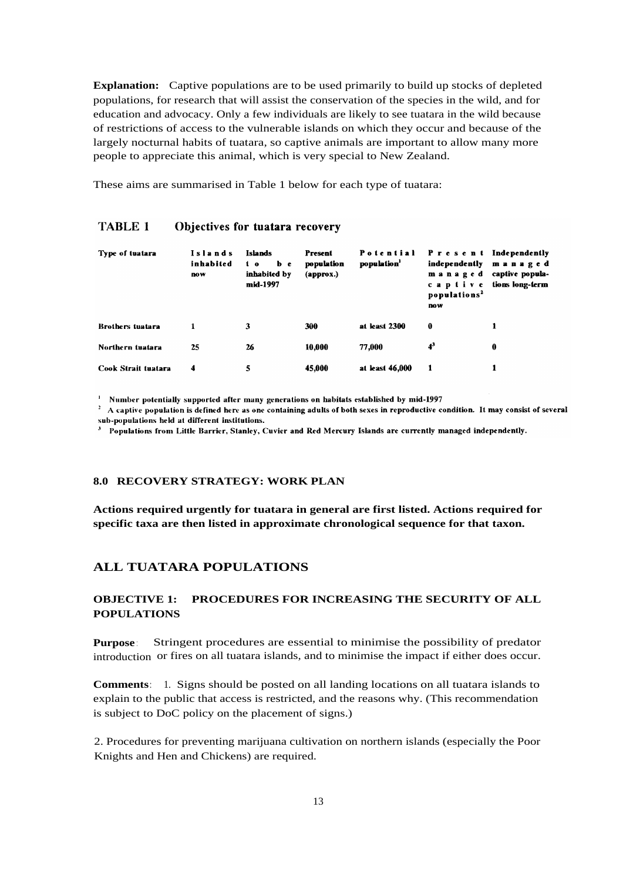**Explanation:** Captive populations are to be used primarily to build up stocks of depleted populations, for research that will assist the conservation of the species in the wild, and for education and advocacy. Only a few individuals are likely to see tuatara in the wild because of restrictions of access to the vulnerable islands on which they occur and because of the largely nocturnal habits of tuatara, so captive animals are important to allow many more people to appreciate this animal, which is very special to New Zealand.

These aims are summarised in Table 1 below for each type of tuatara:

**TABLE 1 Objectives for tuatara recovery**

| Type of tuatara | Islands inhabited now | Islands to be inhabited by mid-1997 | Present population (approx.) | Potential population[1] | Present independently managed captive populations[2] now | Independently managed captive populations long-term |
|---|---|---|---|---|---|---|
| Brothers tuatara | 1 | 3 | 300 | at least 2300 | 0 | 1 |
| Northern tuatara | 25 | 26 | 10,000 | 77,000 | 4[3] | 0 |
| Cook Strait tuatara | 4 | 5 | 45,000 | at least 46,000 | 1 | 1 |

[1] Number potentially supported after many generations on habitats established by mid-1997

[2] A captive population is defined here as one containing adults of both sexes in reproductive condition. It may consist of several sub-populations held at different institutions.

[3] Populations from Little Barrier, Stanley, Cuvier and Red Mercury Islands are currently managed independently.

## 8.0 RECOVERY STRATEGY: WORK PLAN

**Actions required urgently for tuatara in general are first listed. Actions required for specific taxa are then listed in approximate chronological sequence for that taxon.**

## ALL TUATARA POPULATIONS

### OBJECTIVE 1: PROCEDURES FOR INCREASING THE SECURITY OF ALL POPULATIONS

**Purpose**: Stringent procedures are essential to minimise the possibility of predator introduction or fires on all tuatara islands, and to minimise the impact if either does occur.

**Comments**: 1. Signs should be posted on all landing locations on all tuatara islands to explain to the public that access is restricted, and the reasons why. (This recommendation is subject to DoC policy on the placement of signs.)

2. Procedures for preventing marijuana cultivation on northern islands (especially the Poor Knights and Hen and Chickens) are required.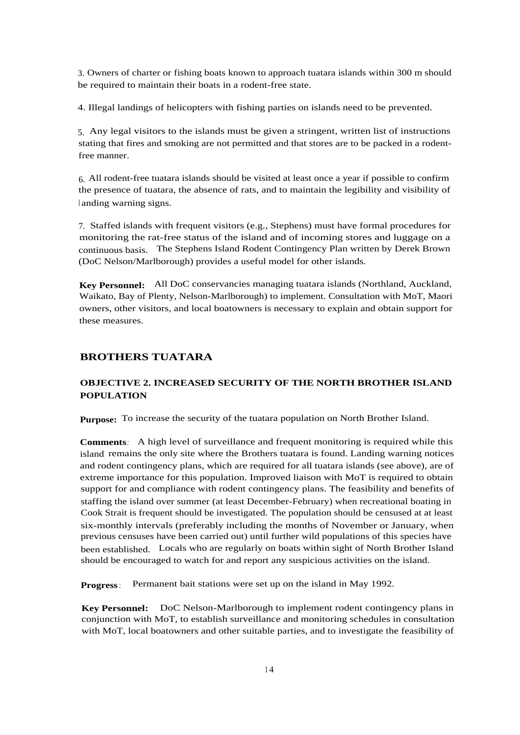3. Owners of charter or fishing boats known to approach tuatara islands within 300 m should be required to maintain their boats in a rodent-free state.

4. Illegal landings of helicopters with fishing parties on islands need to be prevented.

5. Any legal visitors to the islands must be given a stringent, written list of instructions stating that fires and smoking are not permitted and that stores are to be packed in a rodent-free manner.

6. All rodent-free tuatara islands should be visited at least once a year if possible to confirm the presence of tuatara, the absence of rats, and to maintain the legibility and visibility of landing warning signs.

7. Staffed islands with frequent visitors (e.g., Stephens) must have formal procedures for monitoring the rat-free status of the island and of incoming stores and luggage on a continuous basis. The Stephens Island Rodent Contingency Plan written by Derek Brown (DoC Nelson/Marlborough) provides a useful model for other islands.

**Key Personnel:** All DoC conservancies managing tuatara islands (Northland, Auckland, Waikato, Bay of Plenty, Nelson-Marlborough) to implement. Consultation with MoT, Maori owners, other visitors, and local boatowners is necessary to explain and obtain support for these measures.

## BROTHERS TUATARA

### OBJECTIVE 2. INCREASED SECURITY OF THE NORTH BROTHER ISLAND POPULATION

**Purpose:** To increase the security of the tuatara population on North Brother Island.

**Comments**: A high level of surveillance and frequent monitoring is required while this island remains the only site where the Brothers tuatara is found. Landing warning notices and rodent contingency plans, which are required for all tuatara islands (see above), are of extreme importance for this population. Improved liaison with MoT is required to obtain support for and compliance with rodent contingency plans. The feasibility and benefits of staffing the island over summer (at least December-February) when recreational boating in Cook Strait is frequent should be investigated. The population should be censused at at least six-monthly intervals (preferably including the months of November or January, when previous censuses have been carried out) until further wild populations of this species have been established. Locals who are regularly on boats within sight of North Brother Island should be encouraged to watch for and report any suspicious activities on the island.

**Progress**: Permanent bait stations were set up on the island in May 1992.

**Key Personnel:** DoC Nelson-Marlborough to implement rodent contingency plans in conjunction with MoT, to establish surveillance and monitoring schedules in consultation with MoT, local boatowners and other suitable parties, and to investigate the feasibility of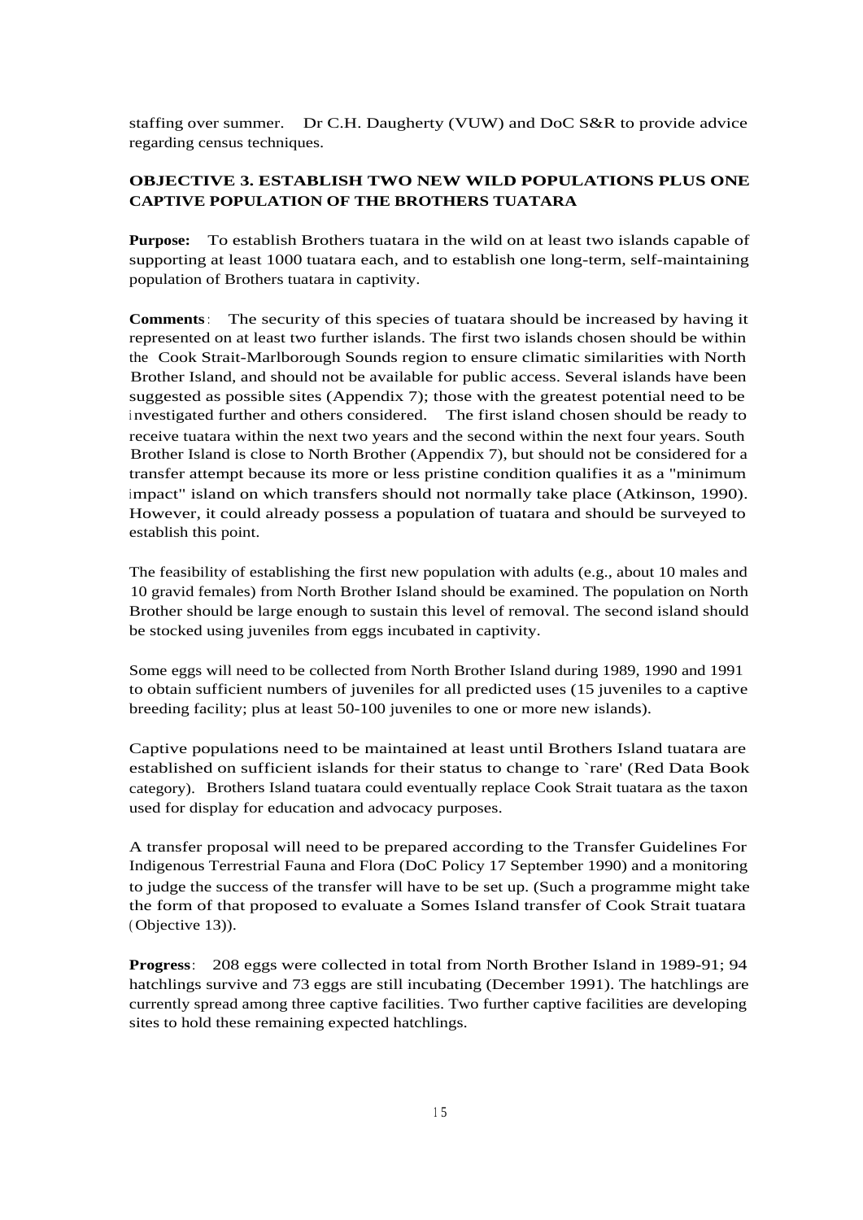staffing over summer. Dr C.H. Daugherty (VUW) and DoC S&R to provide advice regarding census techniques.

**OBJECTIVE 3. ESTABLISH TWO NEW WILD POPULATIONS PLUS ONE CAPTIVE POPULATION OF THE BROTHERS TUATARA**

**Purpose:** To establish Brothers tuatara in the wild on at least two islands capable of supporting at least 1000 tuatara each, and to establish one long-term, self-maintaining population of Brothers tuatara in captivity.

**Comments**: The security of this species of tuatara should be increased by having it represented on at least two further islands. The first two islands chosen should be within the Cook Strait-Marlborough Sounds region to ensure climatic similarities with North Brother Island, and should not be available for public access. Several islands have been suggested as possible sites (Appendix 7); those with the greatest potential need to be investigated further and others considered. The first island chosen should be ready to receive tuatara within the next two years and the second within the next four years. South Brother Island is close to North Brother (Appendix 7), but should not be considered for a transfer attempt because its more or less pristine condition qualifies it as a "minimum impact" island on which transfers should not normally take place (Atkinson, 1990). However, it could already possess a population of tuatara and should be surveyed to establish this point.

The feasibility of establishing the first new population with adults (e.g., about 10 males and 10 gravid females) from North Brother Island should be examined. The population on North Brother should be large enough to sustain this level of removal. The second island should be stocked using juveniles from eggs incubated in captivity.

Some eggs will need to be collected from North Brother Island during 1989, 1990 and 1991 to obtain sufficient numbers of juveniles for all predicted uses (15 juveniles to a captive breeding facility; plus at least 50-100 juveniles to one or more new islands).

Captive populations need to be maintained at least until Brothers Island tuatara are established on sufficient islands for their status to change to `rare' (Red Data Book category). Brothers Island tuatara could eventually replace Cook Strait tuatara as the taxon used for display for education and advocacy purposes.

A transfer proposal will need to be prepared according to the Transfer Guidelines For Indigenous Terrestrial Fauna and Flora (DoC Policy 17 September 1990) and a monitoring to judge the success of the transfer will have to be set up. (Such a programme might take the form of that proposed to evaluate a Somes Island transfer of Cook Strait tuatara (Objective 13)).

**Progress**: 208 eggs were collected in total from North Brother Island in 1989-91; 94 hatchlings survive and 73 eggs are still incubating (December 1991). The hatchlings are currently spread among three captive facilities. Two further captive facilities are developing sites to hold these remaining expected hatchlings.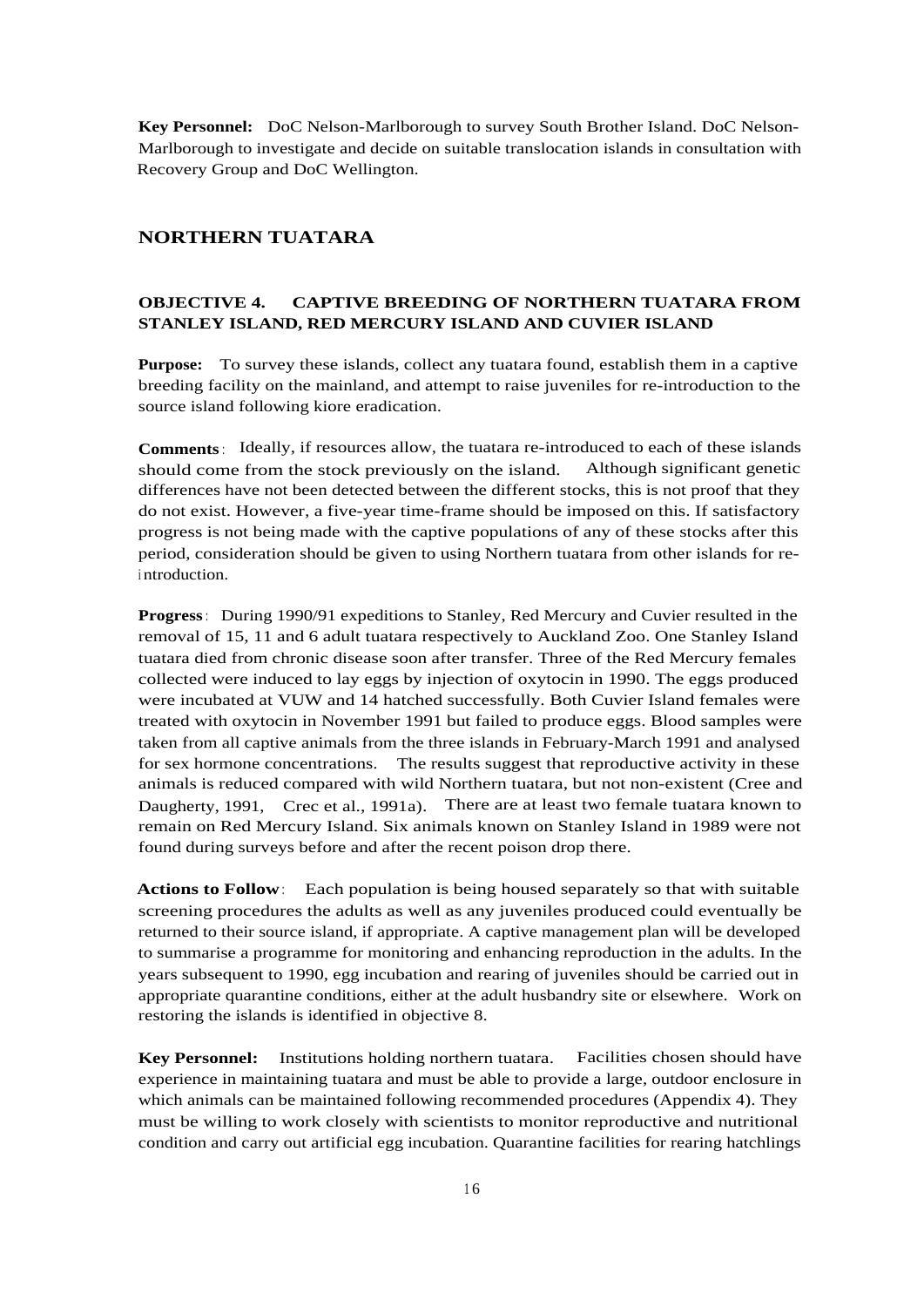**Key Personnel:** DoC Nelson-Marlborough to survey South Brother Island. DoC Nelson-Marlborough to investigate and decide on suitable translocation islands in consultation with Recovery Group and DoC Wellington.

## NORTHERN TUATARA

### OBJECTIVE 4. CAPTIVE BREEDING OF NORTHERN TUATARA FROM STANLEY ISLAND, RED MERCURY ISLAND AND CUVIER ISLAND

**Purpose:** To survey these islands, collect any tuatara found, establish them in a captive breeding facility on the mainland, and attempt to raise juveniles for re-introduction to the source island following kiore eradication.

**Comments**: Ideally, if resources allow, the tuatara re-introduced to each of these islands should come from the stock previously on the island. Although significant genetic differences have not been detected between the different stocks, this is not proof that they do not exist. However, a five-year time-frame should be imposed on this. If satisfactory progress is not being made with the captive populations of any of these stocks after this period, consideration should be given to using Northern tuatara from other islands for re-introduction.

**Progress**: During 1990/91 expeditions to Stanley, Red Mercury and Cuvier resulted in the removal of 15, 11 and 6 adult tuatara respectively to Auckland Zoo. One Stanley Island tuatara died from chronic disease soon after transfer. Three of the Red Mercury females collected were induced to lay eggs by injection of oxytocin in 1990. The eggs produced were incubated at VUW and 14 hatched successfully. Both Cuvier Island females were treated with oxytocin in November 1991 but failed to produce eggs. Blood samples were taken from all captive animals from the three islands in February-March 1991 and analysed for sex hormone concentrations. The results suggest that reproductive activity in these animals is reduced compared with wild Northern tuatara, but not non-existent (Cree and Daugherty, 1991, Crec et al., 1991a). There are at least two female tuatara known to remain on Red Mercury Island. Six animals known on Stanley Island in 1989 were not found during surveys before and after the recent poison drop there.

**Actions to Follow**: Each population is being housed separately so that with suitable screening procedures the adults as well as any juveniles produced could eventually be returned to their source island, if appropriate. A captive management plan will be developed to summarise a programme for monitoring and enhancing reproduction in the adults. In the years subsequent to 1990, egg incubation and rearing of juveniles should be carried out in appropriate quarantine conditions, either at the adult husbandry site or elsewhere. Work on restoring the islands is identified in objective 8.

**Key Personnel:** Institutions holding northern tuatara. Facilities chosen should have experience in maintaining tuatara and must be able to provide a large, outdoor enclosure in which animals can be maintained following recommended procedures (Appendix 4). They must be willing to work closely with scientists to monitor reproductive and nutritional condition and carry out artificial egg incubation. Quarantine facilities for rearing hatchlings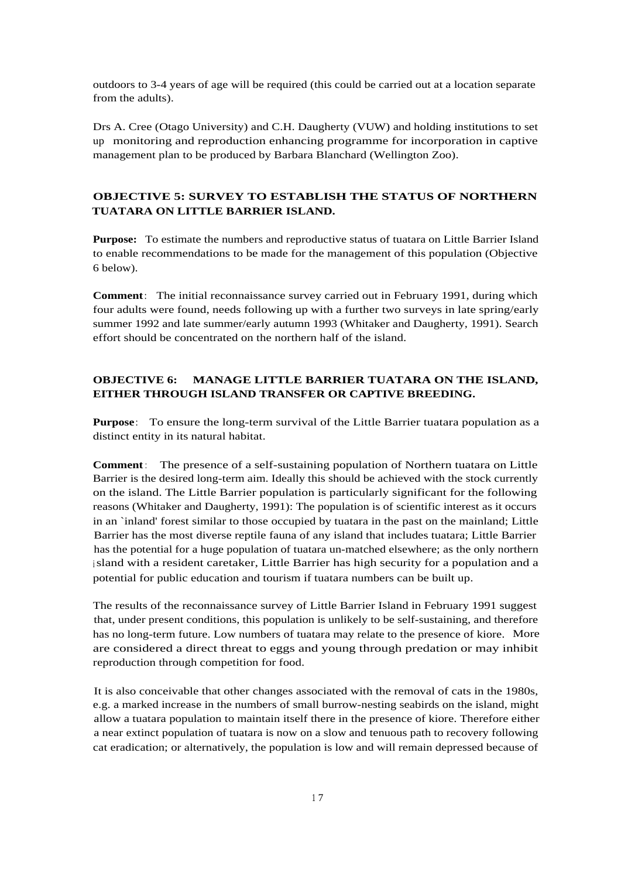outdoors to 3-4 years of age will be required (this could be carried out at a location separate from the adults).

Drs A. Cree (Otago University) and C.H. Daugherty (VUW) and holding institutions to set up monitoring and reproduction enhancing programme for incorporation in captive management plan to be produced by Barbara Blanchard (Wellington Zoo).

## OBJECTIVE 5: SURVEY TO ESTABLISH THE STATUS OF NORTHERN TUATARA ON LITTLE BARRIER ISLAND.

**Purpose:** To estimate the numbers and reproductive status of tuatara on Little Barrier Island to enable recommendations to be made for the management of this population (Objective 6 below).

**Comment**: The initial reconnaissance survey carried out in February 1991, during which four adults were found, needs following up with a further two surveys in late spring/early summer 1992 and late summer/early autumn 1993 (Whitaker and Daugherty, 1991). Search effort should be concentrated on the northern half of the island.

## OBJECTIVE 6: MANAGE LITTLE BARRIER TUATARA ON THE ISLAND, EITHER THROUGH ISLAND TRANSFER OR CAPTIVE BREEDING.

**Purpose**: To ensure the long-term survival of the Little Barrier tuatara population as a distinct entity in its natural habitat.

**Comment**: The presence of a self-sustaining population of Northern tuatara on Little Barrier is the desired long-term aim. Ideally this should be achieved with the stock currently on the island. The Little Barrier population is particularly significant for the following reasons (Whitaker and Daugherty, 1991): The population is of scientific interest as it occurs in an `inland' forest similar to those occupied by tuatara in the past on the mainland; Little Barrier has the most diverse reptile fauna of any island that includes tuatara; Little Barrier has the potential for a huge population of tuatara un-matched elsewhere; as the only northern island with a resident caretaker, Little Barrier has high security for a population and a potential for public education and tourism if tuatara numbers can be built up.

The results of the reconnaissance survey of Little Barrier Island in February 1991 suggest that, under present conditions, this population is unlikely to be self-sustaining, and therefore has no long-term future. Low numbers of tuatara may relate to the presence of kiore. More are considered a direct threat to eggs and young through predation or may inhibit reproduction through competition for food.

It is also conceivable that other changes associated with the removal of cats in the 1980s, e.g. a marked increase in the numbers of small burrow-nesting seabirds on the island, might allow a tuatara population to maintain itself there in the presence of kiore. Therefore either a near extinct population of tuatara is now on a slow and tenuous path to recovery following cat eradication; or alternatively, the population is low and will remain depressed because of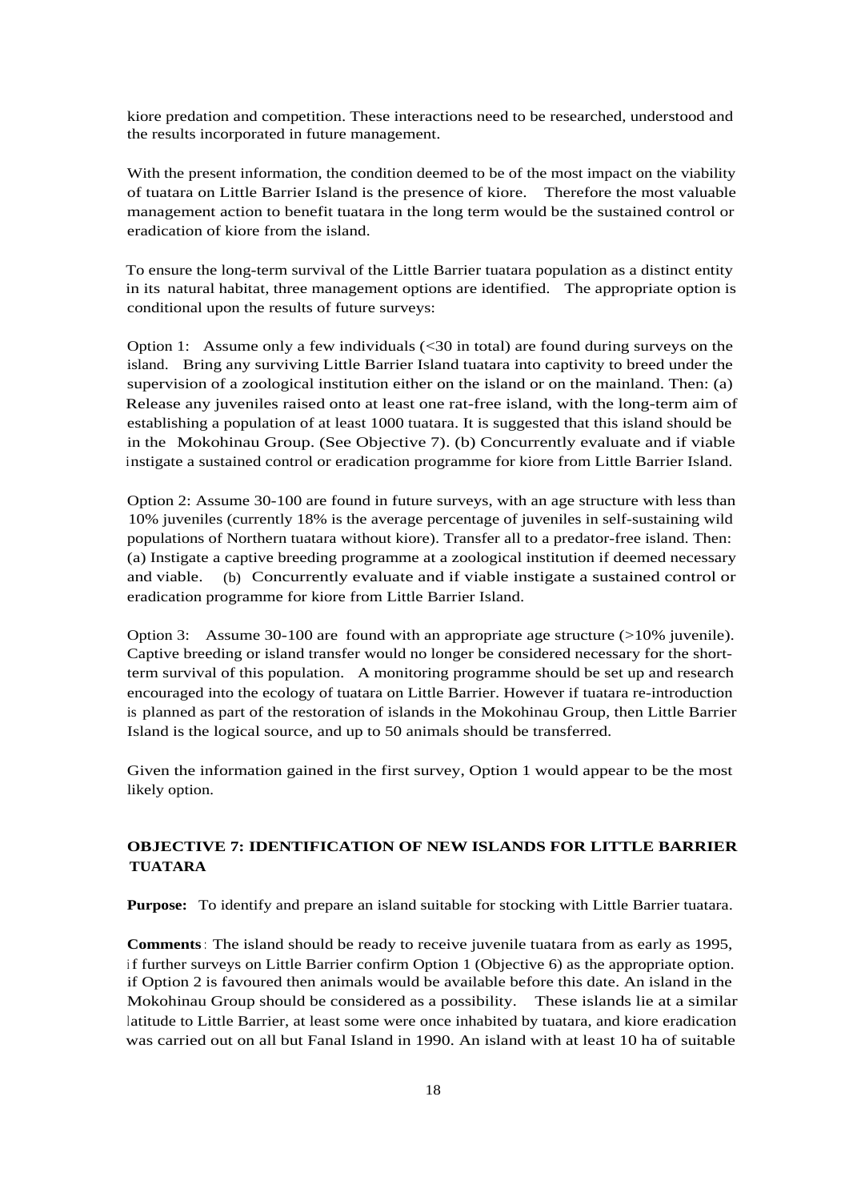kiore predation and competition. These interactions need to be researched, understood and the results incorporated in future management.

With the present information, the condition deemed to be of the most impact on the viability of tuatara on Little Barrier Island is the presence of kiore. Therefore the most valuable management action to benefit tuatara in the long term would be the sustained control or eradication of kiore from the island.

To ensure the long-term survival of the Little Barrier tuatara population as a distinct entity in its natural habitat, three management options are identified. The appropriate option is conditional upon the results of future surveys:

Option 1: Assume only a few individuals (<30 in total) are found during surveys on the island. Bring any surviving Little Barrier Island tuatara into captivity to breed under the supervision of a zoological institution either on the island or on the mainland. Then: (a) Release any juveniles raised onto at least one rat-free island, with the long-term aim of establishing a population of at least 1000 tuatara. It is suggested that this island should be in the Mokohinau Group. (See Objective 7). (b) Concurrently evaluate and if viable instigate a sustained control or eradication programme for kiore from Little Barrier Island.

Option 2: Assume 30-100 are found in future surveys, with an age structure with less than 10% juveniles (currently 18% is the average percentage of juveniles in self-sustaining wild populations of Northern tuatara without kiore). Transfer all to a predator-free island. Then: (a) Instigate a captive breeding programme at a zoological institution if deemed necessary and viable. (b) Concurrently evaluate and if viable instigate a sustained control or eradication programme for kiore from Little Barrier Island.

Option 3: Assume 30-100 are found with an appropriate age structure (>10% juvenile). Captive breeding or island transfer would no longer be considered necessary for the short-term survival of this population. A monitoring programme should be set up and research encouraged into the ecology of tuatara on Little Barrier. However if tuatara re-introduction is planned as part of the restoration of islands in the Mokohinau Group, then Little Barrier Island is the logical source, and up to 50 animals should be transferred.

Given the information gained in the first survey, Option 1 would appear to be the most likely option.

## OBJECTIVE 7: IDENTIFICATION OF NEW ISLANDS FOR LITTLE BARRIER TUATARA

**Purpose:** To identify and prepare an island suitable for stocking with Little Barrier tuatara.

**Comments**: The island should be ready to receive juvenile tuatara from as early as 1995, if further surveys on Little Barrier confirm Option 1 (Objective 6) as the appropriate option. if Option 2 is favoured then animals would be available before this date. An island in the Mokohinau Group should be considered as a possibility. These islands lie at a similar latitude to Little Barrier, at least some were once inhabited by tuatara, and kiore eradication was carried out on all but Fanal Island in 1990. An island with at least 10 ha of suitable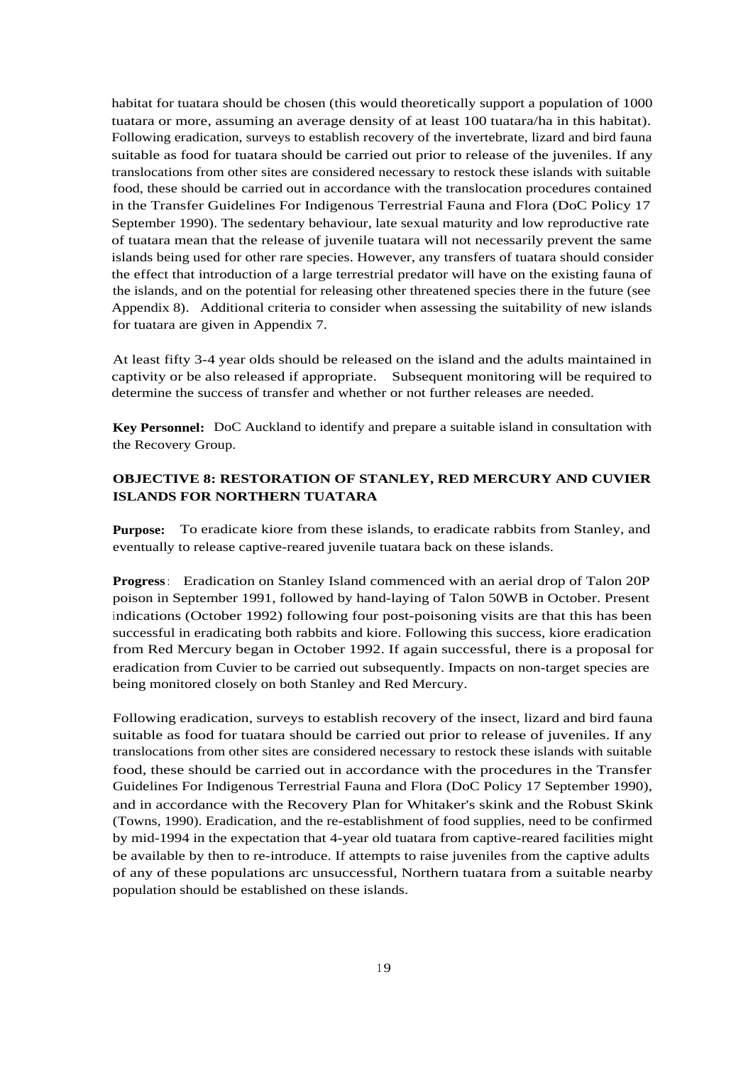habitat for tuatara should be chosen (this would theoretically support a population of 1000 tuatara or more, assuming an average density of at least 100 tuatara/ha in this habitat). Following eradication, surveys to establish recovery of the invertebrate, lizard and bird fauna suitable as food for tuatara should be carried out prior to release of the juveniles. If any translocations from other sites are considered necessary to restock these islands with suitable food, these should be carried out in accordance with the translocation procedures contained in the Transfer Guidelines For Indigenous Terrestrial Fauna and Flora (DoC Policy 17 September 1990). The sedentary behaviour, late sexual maturity and low reproductive rate of tuatara mean that the release of juvenile tuatara will not necessarily prevent the same islands being used for other rare species. However, any transfers of tuatara should consider the effect that introduction of a large terrestrial predator will have on the existing fauna of the islands, and on the potential for releasing other threatened species there in the future (see Appendix 8). Additional criteria to consider when assessing the suitability of new islands for tuatara are given in Appendix 7.

At least fifty 3-4 year olds should be released on the island and the adults maintained in captivity or be also released if appropriate. Subsequent monitoring will be required to determine the success of transfer and whether or not further releases are needed.

**Key Personnel:** DoC Auckland to identify and prepare a suitable island in consultation with the Recovery Group.

**OBJECTIVE 8: RESTORATION OF STANLEY, RED MERCURY AND CUVIER ISLANDS FOR NORTHERN TUATARA**

**Purpose:** To eradicate kiore from these islands, to eradicate rabbits from Stanley, and eventually to release captive-reared juvenile tuatara back on these islands.

**Progress**: Eradication on Stanley Island commenced with an aerial drop of Talon 20P poison in September 1991, followed by hand-laying of Talon 50WB in October. Present indications (October 1992) following four post-poisoning visits are that this has been successful in eradicating both rabbits and kiore. Following this success, kiore eradication from Red Mercury began in October 1992. If again successful, there is a proposal for eradication from Cuvier to be carried out subsequently. Impacts on non-target species are being monitored closely on both Stanley and Red Mercury.

Following eradication, surveys to establish recovery of the insect, lizard and bird fauna suitable as food for tuatara should be carried out prior to release of juveniles. If any translocations from other sites are considered necessary to restock these islands with suitable food, these should be carried out in accordance with the procedures in the Transfer Guidelines For Indigenous Terrestrial Fauna and Flora (DoC Policy 17 September 1990), and in accordance with the Recovery Plan for Whitaker's skink and the Robust Skink (Towns, 1990). Eradication, and the re-establishment of food supplies, need to be confirmed by mid-1994 in the expectation that 4-year old tuatara from captive-reared facilities might be available by then to re-introduce. If attempts to raise juveniles from the captive adults of any of these populations arc unsuccessful, Northern tuatara from a suitable nearby population should be established on these islands.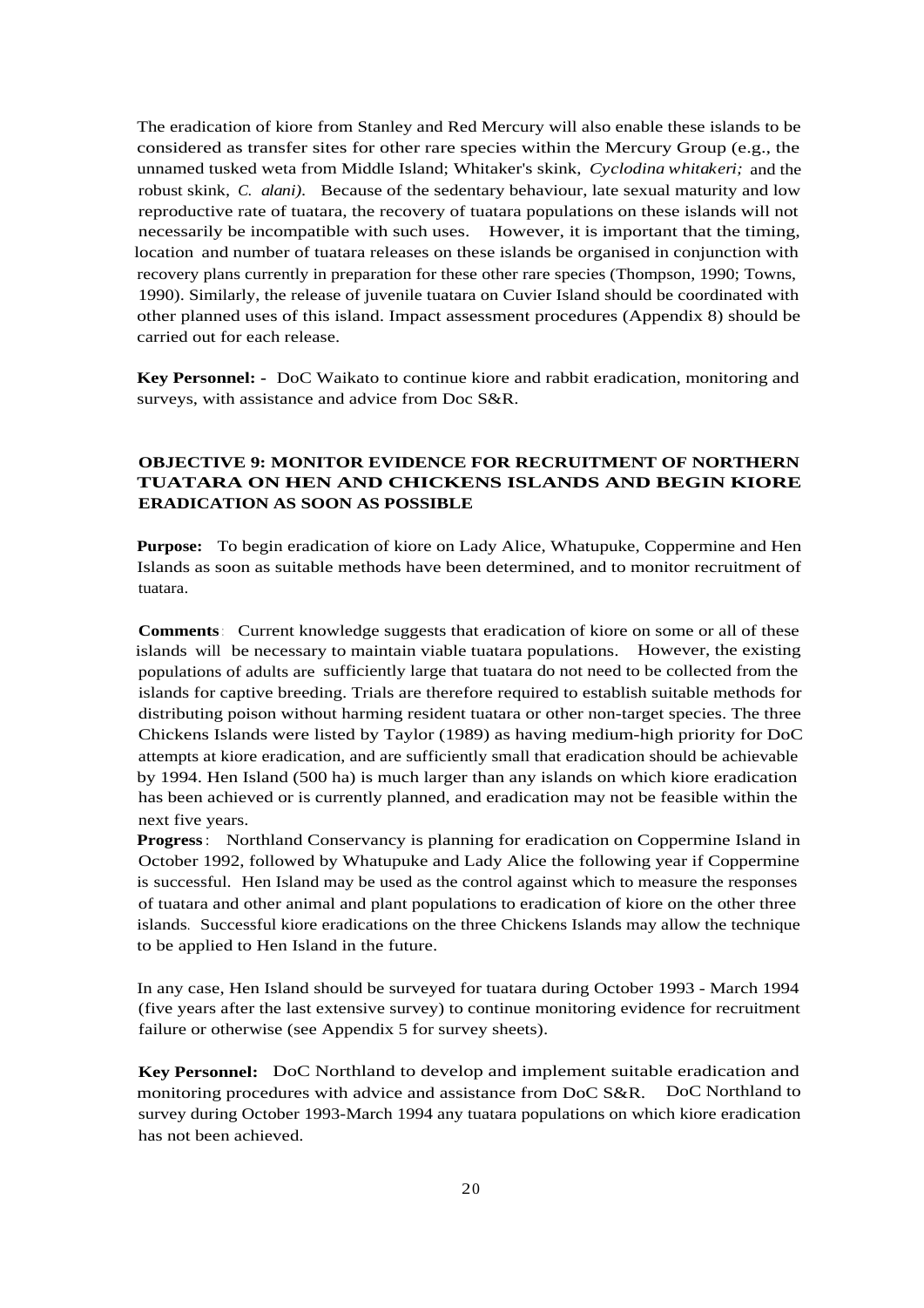The eradication of kiore from Stanley and Red Mercury will also enable these islands to be considered as transfer sites for other rare species within the Mercury Group (e.g., the unnamed tusked weta from Middle Island; Whitaker's skink, *Cyclodina whitakeri;* and the robust skink, *C. alani).* Because of the sedentary behaviour, late sexual maturity and low reproductive rate of tuatara, the recovery of tuatara populations on these islands will not necessarily be incompatible with such uses. However, it is important that the timing, location and number of tuatara releases on these islands be organised in conjunction with recovery plans currently in preparation for these other rare species (Thompson, 1990; Towns, 1990). Similarly, the release of juvenile tuatara on Cuvier Island should be coordinated with other planned uses of this island. Impact assessment procedures (Appendix 8) should be carried out for each release.

**Key Personnel: -** DoC Waikato to continue kiore and rabbit eradication, monitoring and surveys, with assistance and advice from Doc S&R.

### OBJECTIVE 9: MONITOR EVIDENCE FOR RECRUITMENT OF NORTHERN TUATARA ON HEN AND CHICKENS ISLANDS AND BEGIN KIORE ERADICATION AS SOON AS POSSIBLE

**Purpose:** To begin eradication of kiore on Lady Alice, Whatupuke, Coppermine and Hen Islands as soon as suitable methods have been determined, and to monitor recruitment of tuatara.

**Comments**: Current knowledge suggests that eradication of kiore on some or all of these islands will be necessary to maintain viable tuatara populations. However, the existing populations of adults are sufficiently large that tuatara do not need to be collected from the islands for captive breeding. Trials are therefore required to establish suitable methods for distributing poison without harming resident tuatara or other non-target species. The three Chickens Islands were listed by Taylor (1989) as having medium-high priority for DoC attempts at kiore eradication, and are sufficiently small that eradication should be achievable by 1994. Hen Island (500 ha) is much larger than any islands on which kiore eradication has been achieved or is currently planned, and eradication may not be feasible within the next five years.

**Progress**: Northland Conservancy is planning for eradication on Coppermine Island in October 1992, followed by Whatupuke and Lady Alice the following year if Coppermine is successful. Hen Island may be used as the control against which to measure the responses of tuatara and other animal and plant populations to eradication of kiore on the other three islands. Successful kiore eradications on the three Chickens Islands may allow the technique to be applied to Hen Island in the future.

In any case, Hen Island should be surveyed for tuatara during October 1993 - March 1994 (five years after the last extensive survey) to continue monitoring evidence for recruitment failure or otherwise (see Appendix 5 for survey sheets).

**Key Personnel:** DoC Northland to develop and implement suitable eradication and monitoring procedures with advice and assistance from DoC S&R. DoC Northland to survey during October 1993-March 1994 any tuatara populations on which kiore eradication has not been achieved.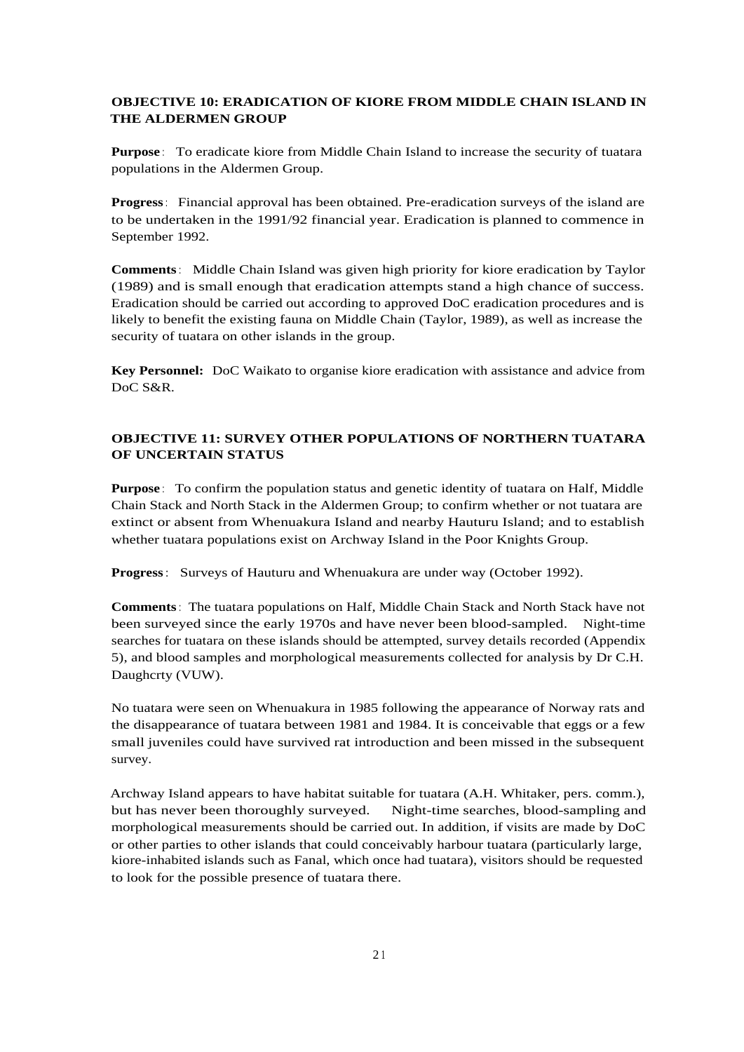**OBJECTIVE 10: ERADICATION OF KIORE FROM MIDDLE CHAIN ISLAND IN THE ALDERMEN GROUP**

**Purpose**: To eradicate kiore from Middle Chain Island to increase the security of tuatara populations in the Aldermen Group.

**Progress**: Financial approval has been obtained. Pre-eradication surveys of the island are to be undertaken in the 1991/92 financial year. Eradication is planned to commence in September 1992.

**Comments**: Middle Chain Island was given high priority for kiore eradication by Taylor (1989) and is small enough that eradication attempts stand a high chance of success. Eradication should be carried out according to approved DoC eradication procedures and is likely to benefit the existing fauna on Middle Chain (Taylor, 1989), as well as increase the security of tuatara on other islands in the group.

**Key Personnel:** DoC Waikato to organise kiore eradication with assistance and advice from DoC S&R.

**OBJECTIVE 11: SURVEY OTHER POPULATIONS OF NORTHERN TUATARA OF UNCERTAIN STATUS**

**Purpose**: To confirm the population status and genetic identity of tuatara on Half, Middle Chain Stack and North Stack in the Aldermen Group; to confirm whether or not tuatara are extinct or absent from Whenuakura Island and nearby Hauturu Island; and to establish whether tuatara populations exist on Archway Island in the Poor Knights Group.

**Progress**: Surveys of Hauturu and Whenuakura are under way (October 1992).

**Comments**: The tuatara populations on Half, Middle Chain Stack and North Stack have not been surveyed since the early 1970s and have never been blood-sampled. Night-time searches for tuatara on these islands should be attempted, survey details recorded (Appendix 5), and blood samples and morphological measurements collected for analysis by Dr C.H. Daughcrty (VUW).

No tuatara were seen on Whenuakura in 1985 following the appearance of Norway rats and the disappearance of tuatara between 1981 and 1984. It is conceivable that eggs or a few small juveniles could have survived rat introduction and been missed in the subsequent survey.

Archway Island appears to have habitat suitable for tuatara (A.H. Whitaker, pers. comm.), but has never been thoroughly surveyed. Night-time searches, blood-sampling and morphological measurements should be carried out. In addition, if visits are made by DoC or other parties to other islands that could conceivably harbour tuatara (particularly large, kiore-inhabited islands such as Fanal, which once had tuatara), visitors should be requested to look for the possible presence of tuatara there.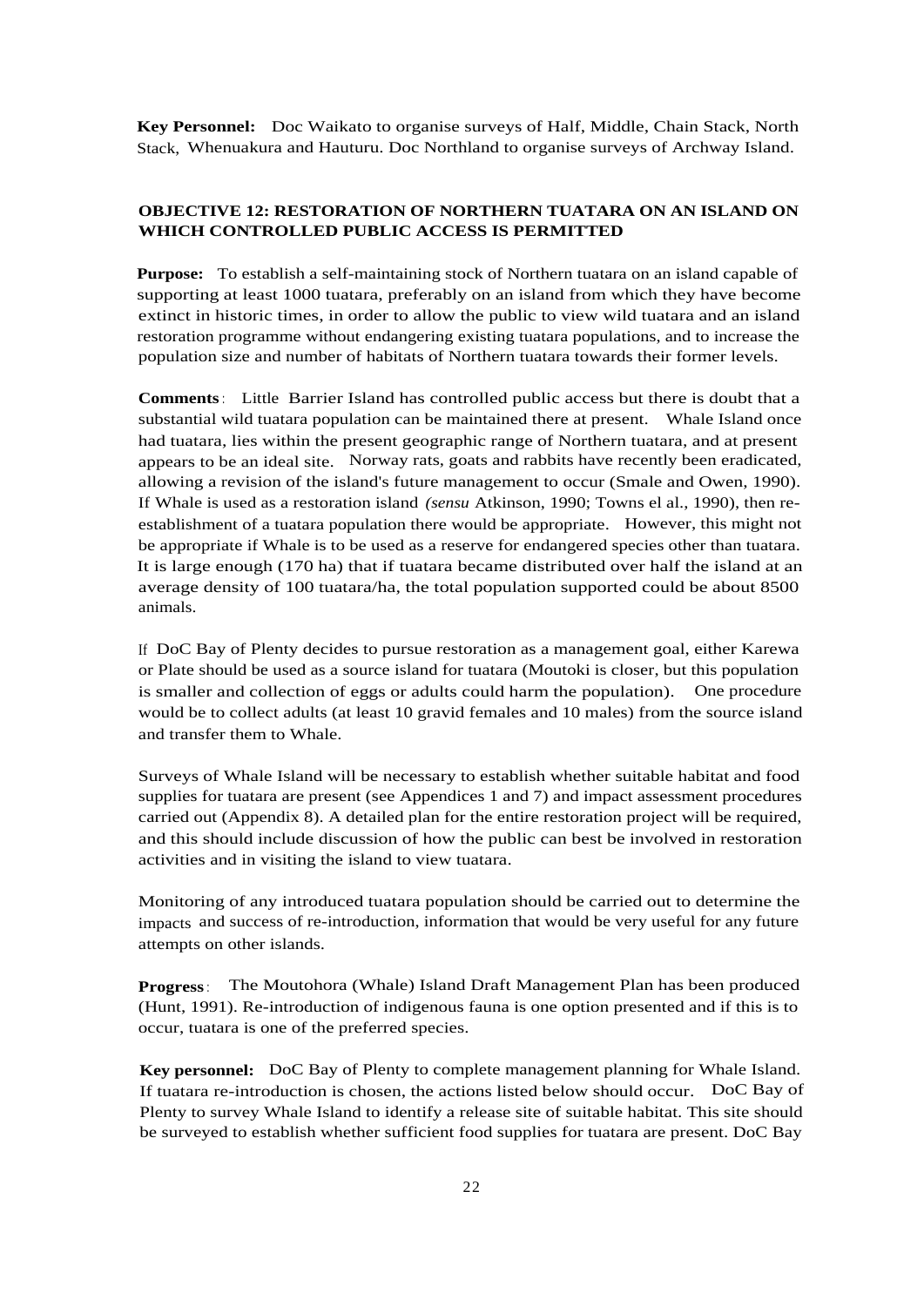**Key Personnel:** Doc Waikato to organise surveys of Half, Middle, Chain Stack, North Stack, Whenuakura and Hauturu. Doc Northland to organise surveys of Archway Island.

**OBJECTIVE 12: RESTORATION OF NORTHERN TUATARA ON AN ISLAND ON WHICH CONTROLLED PUBLIC ACCESS IS PERMITTED**

**Purpose:** To establish a self-maintaining stock of Northern tuatara on an island capable of supporting at least 1000 tuatara, preferably on an island from which they have become extinct in historic times, in order to allow the public to view wild tuatara and an island restoration programme without endangering existing tuatara populations, and to increase the population size and number of habitats of Northern tuatara towards their former levels.

**Comments**: Little Barrier Island has controlled public access but there is doubt that a substantial wild tuatara population can be maintained there at present. Whale Island once had tuatara, lies within the present geographic range of Northern tuatara, and at present appears to be an ideal site. Norway rats, goats and rabbits have recently been eradicated, allowing a revision of the island's future management to occur (Smale and Owen, 1990). If Whale is used as a restoration island *(sensu* Atkinson, 1990; Towns el al., 1990), then re-establishment of a tuatara population there would be appropriate. However, this might not be appropriate if Whale is to be used as a reserve for endangered species other than tuatara. It is large enough (170 ha) that if tuatara became distributed over half the island at an average density of 100 tuatara/ha, the total population supported could be about 8500 animals.

If DoC Bay of Plenty decides to pursue restoration as a management goal, either Karewa or Plate should be used as a source island for tuatara (Moutoki is closer, but this population is smaller and collection of eggs or adults could harm the population). One procedure would be to collect adults (at least 10 gravid females and 10 males) from the source island and transfer them to Whale.

Surveys of Whale Island will be necessary to establish whether suitable habitat and food supplies for tuatara are present (see Appendices 1 and 7) and impact assessment procedures carried out (Appendix 8). A detailed plan for the entire restoration project will be required, and this should include discussion of how the public can best be involved in restoration activities and in visiting the island to view tuatara.

Monitoring of any introduced tuatara population should be carried out to determine the impacts and success of re-introduction, information that would be very useful for any future attempts on other islands.

**Progress**: The Moutohora (Whale) Island Draft Management Plan has been produced (Hunt, 1991). Re-introduction of indigenous fauna is one option presented and if this is to occur, tuatara is one of the preferred species.

**Key personnel:** DoC Bay of Plenty to complete management planning for Whale Island. If tuatara re-introduction is chosen, the actions listed below should occur. DoC Bay of Plenty to survey Whale Island to identify a release site of suitable habitat. This site should be surveyed to establish whether sufficient food supplies for tuatara are present. DoC Bay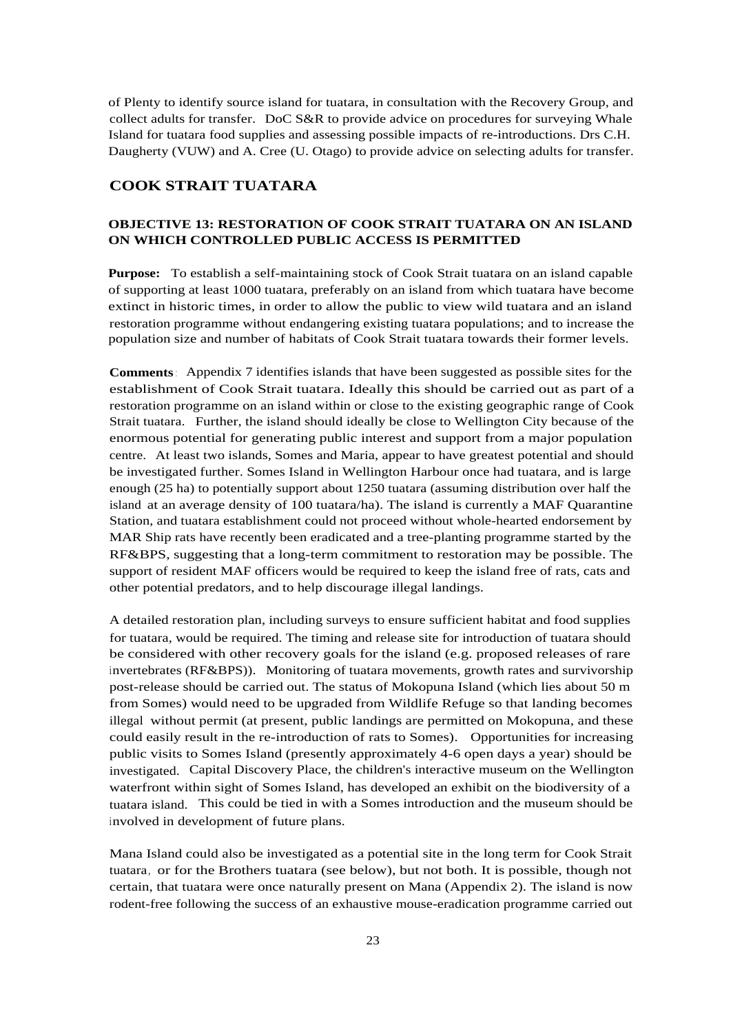of Plenty to identify source island for tuatara, in consultation with the Recovery Group, and collect adults for transfer. DoC S&R to provide advice on procedures for surveying Whale Island for tuatara food supplies and assessing possible impacts of re-introductions. Drs C.H. Daugherty (VUW) and A. Cree (U. Otago) to provide advice on selecting adults for transfer.

## COOK STRAIT TUATARA

### OBJECTIVE 13: RESTORATION OF COOK STRAIT TUATARA ON AN ISLAND ON WHICH CONTROLLED PUBLIC ACCESS IS PERMITTED

**Purpose:** To establish a self-maintaining stock of Cook Strait tuatara on an island capable of supporting at least 1000 tuatara, preferably on an island from which tuatara have become extinct in historic times, in order to allow the public to view wild tuatara and an island restoration programme without endangering existing tuatara populations; and to increase the population size and number of habitats of Cook Strait tuatara towards their former levels.

**Comments**: Appendix 7 identifies islands that have been suggested as possible sites for the establishment of Cook Strait tuatara. Ideally this should be carried out as part of a restoration programme on an island within or close to the existing geographic range of Cook Strait tuatara. Further, the island should ideally be close to Wellington City because of the enormous potential for generating public interest and support from a major population centre. At least two islands, Somes and Maria, appear to have greatest potential and should be investigated further. Somes Island in Wellington Harbour once had tuatara, and is large enough (25 ha) to potentially support about 1250 tuatara (assuming distribution over half the island at an average density of 100 tuatara/ha). The island is currently a MAF Quarantine Station, and tuatara establishment could not proceed without whole-hearted endorsement by MAR Ship rats have recently been eradicated and a tree-planting programme started by the RF&BPS, suggesting that a long-term commitment to restoration may be possible. The support of resident MAF officers would be required to keep the island free of rats, cats and other potential predators, and to help discourage illegal landings.

A detailed restoration plan, including surveys to ensure sufficient habitat and food supplies for tuatara, would be required. The timing and release site for introduction of tuatara should be considered with other recovery goals for the island (e.g. proposed releases of rare invertebrates (RF&BPS)). Monitoring of tuatara movements, growth rates and survivorship post-release should be carried out. The status of Mokopuna Island (which lies about 50 m from Somes) would need to be upgraded from Wildlife Refuge so that landing becomes illegal without permit (at present, public landings are permitted on Mokopuna, and these could easily result in the re-introduction of rats to Somes). Opportunities for increasing public visits to Somes Island (presently approximately 4-6 open days a year) should be investigated. Capital Discovery Place, the children's interactive museum on the Wellington waterfront within sight of Somes Island, has developed an exhibit on the biodiversity of a tuatara island. This could be tied in with a Somes introduction and the museum should be involved in development of future plans.

Mana Island could also be investigated as a potential site in the long term for Cook Strait tuatara, or for the Brothers tuatara (see below), but not both. It is possible, though not certain, that tuatara were once naturally present on Mana (Appendix 2). The island is now rodent-free following the success of an exhaustive mouse-eradication programme carried out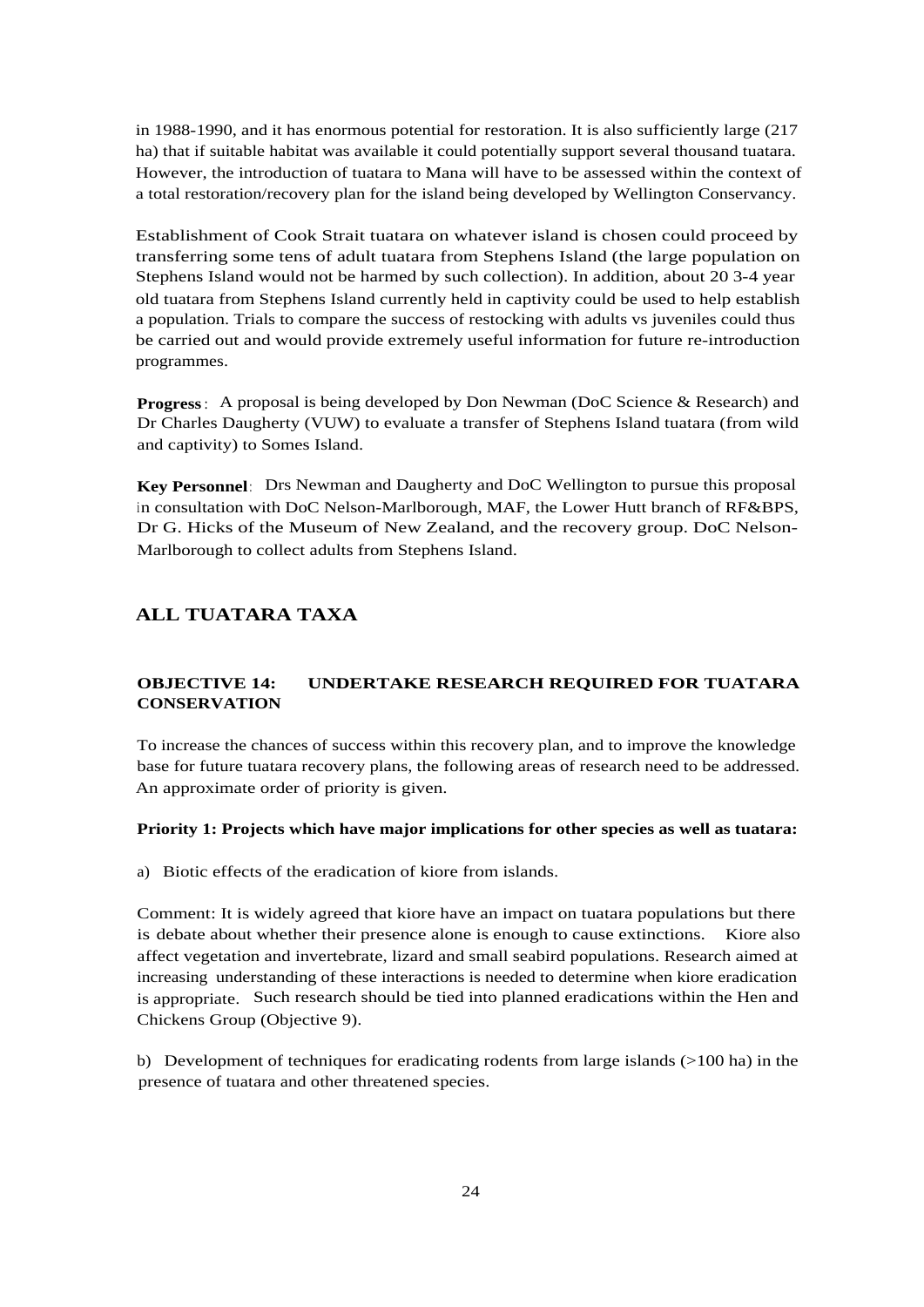in 1988-1990, and it has enormous potential for restoration. It is also sufficiently large (217 ha) that if suitable habitat was available it could potentially support several thousand tuatara. However, the introduction of tuatara to Mana will have to be assessed within the context of a total restoration/recovery plan for the island being developed by Wellington Conservancy.

Establishment of Cook Strait tuatara on whatever island is chosen could proceed by transferring some tens of adult tuatara from Stephens Island (the large population on Stephens Island would not be harmed by such collection). In addition, about 20 3-4 year old tuatara from Stephens Island currently held in captivity could be used to help establish a population. Trials to compare the success of restocking with adults vs juveniles could thus be carried out and would provide extremely useful information for future re-introduction programmes.

**Progress**: A proposal is being developed by Don Newman (DoC Science & Research) and Dr Charles Daugherty (VUW) to evaluate a transfer of Stephens Island tuatara (from wild and captivity) to Somes Island.

**Key Personnel**: Drs Newman and Daugherty and DoC Wellington to pursue this proposal in consultation with DoC Nelson-Marlborough, MAF, the Lower Hutt branch of RF&BPS, Dr G. Hicks of the Museum of New Zealand, and the recovery group. DoC Nelson-Marlborough to collect adults from Stephens Island.

## ALL TUATARA TAXA

### OBJECTIVE 14: UNDERTAKE RESEARCH REQUIRED FOR TUATARA CONSERVATION

To increase the chances of success within this recovery plan, and to improve the knowledge base for future tuatara recovery plans, the following areas of research need to be addressed. An approximate order of priority is given.

**Priority 1: Projects which have major implications for other species as well as tuatara:**

a) Biotic effects of the eradication of kiore from islands.

Comment: It is widely agreed that kiore have an impact on tuatara populations but there is debate about whether their presence alone is enough to cause extinctions. Kiore also affect vegetation and invertebrate, lizard and small seabird populations. Research aimed at increasing understanding of these interactions is needed to determine when kiore eradication is appropriate. Such research should be tied into planned eradications within the Hen and Chickens Group (Objective 9).

b) Development of techniques for eradicating rodents from large islands (>100 ha) in the presence of tuatara and other threatened species.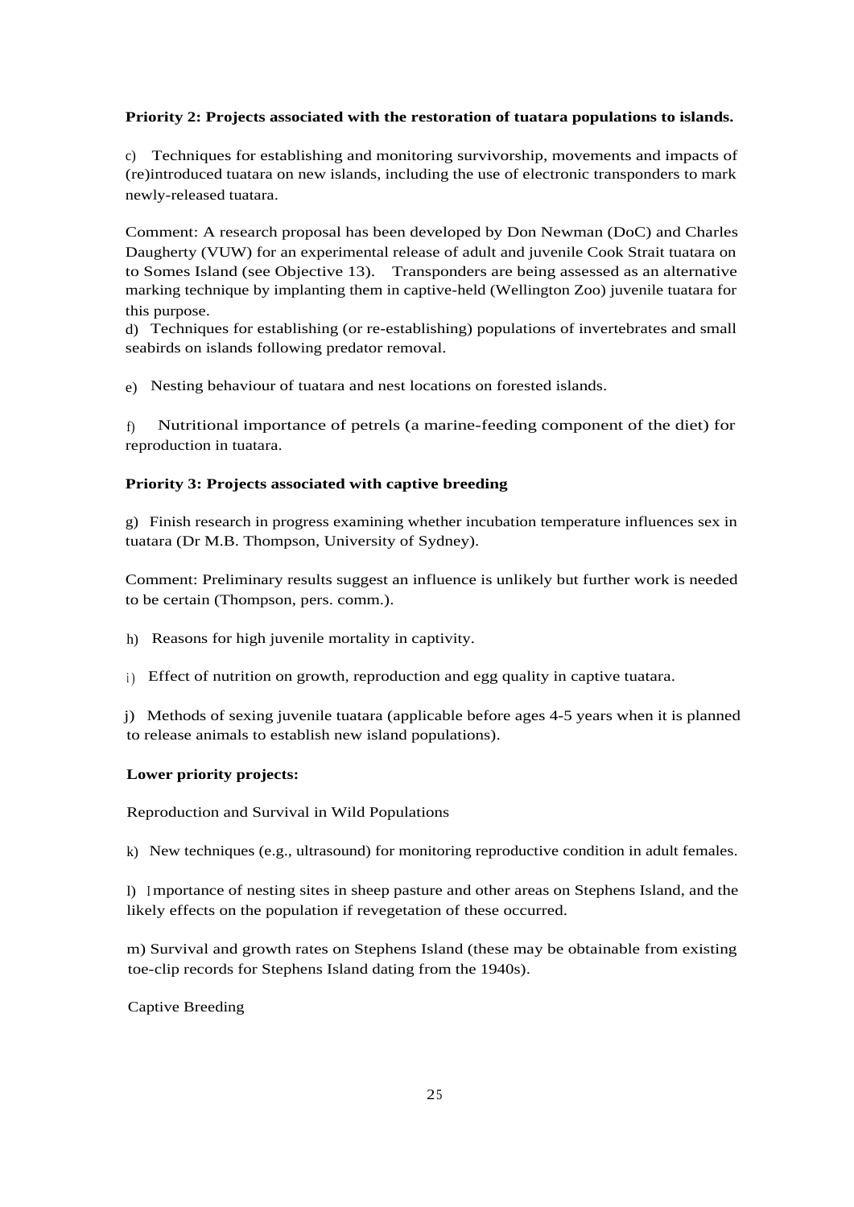**Priority 2: Projects associated with the restoration of tuatara populations to islands.**

c) Techniques for establishing and monitoring survivorship, movements and impacts of (re)introduced tuatara on new islands, including the use of electronic transponders to mark newly-released tuatara.

Comment: A research proposal has been developed by Don Newman (DoC) and Charles Daugherty (VUW) for an experimental release of adult and juvenile Cook Strait tuatara on to Somes Island (see Objective 13). Transponders are being assessed as an alternative marking technique by implanting them in captive-held (Wellington Zoo) juvenile tuatara for this purpose.

d) Techniques for establishing (or re-establishing) populations of invertebrates and small seabirds on islands following predator removal.

e) Nesting behaviour of tuatara and nest locations on forested islands.

f) Nutritional importance of petrels (a marine-feeding component of the diet) for reproduction in tuatara.

**Priority 3: Projects associated with captive breeding**

g) Finish research in progress examining whether incubation temperature influences sex in tuatara (Dr M.B. Thompson, University of Sydney).

Comment: Preliminary results suggest an influence is unlikely but further work is needed to be certain (Thompson, pers. comm.).

h) Reasons for high juvenile mortality in captivity.

i) Effect of nutrition on growth, reproduction and egg quality in captive tuatara.

j) Methods of sexing juvenile tuatara (applicable before ages 4-5 years when it is planned to release animals to establish new island populations).

**Lower priority projects:**

Reproduction and Survival in Wild Populations

k) New techniques (e.g., ultrasound) for monitoring reproductive condition in adult females.

l) Importance of nesting sites in sheep pasture and other areas on Stephens Island, and the likely effects on the population if revegetation of these occurred.

m) Survival and growth rates on Stephens Island (these may be obtainable from existing toe-clip records for Stephens Island dating from the 1940s).

Captive Breeding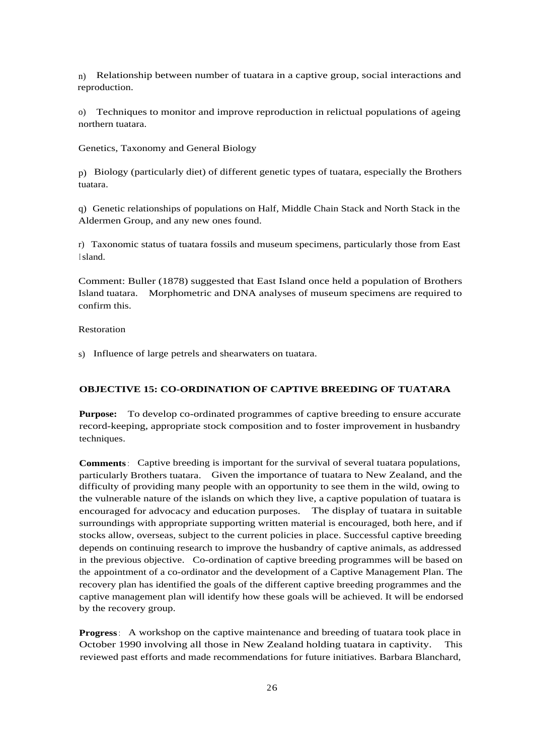n) Relationship between number of tuatara in a captive group, social interactions and reproduction.

o) Techniques to monitor and improve reproduction in relictual populations of ageing northern tuatara.

Genetics, Taxonomy and General Biology

p) Biology (particularly diet) of different genetic types of tuatara, especially the Brothers tuatara.

q) Genetic relationships of populations on Half, Middle Chain Stack and North Stack in the Aldermen Group, and any new ones found.

r) Taxonomic status of tuatara fossils and museum specimens, particularly those from East Island.

Comment: Buller (1878) suggested that East Island once held a population of Brothers Island tuatara. Morphometric and DNA analyses of museum specimens are required to confirm this.

Restoration

s) Influence of large petrels and shearwaters on tuatara.

### OBJECTIVE 15: CO-ORDINATION OF CAPTIVE BREEDING OF TUATARA

**Purpose:** To develop co-ordinated programmes of captive breeding to ensure accurate record-keeping, appropriate stock composition and to foster improvement in husbandry techniques.

**Comments**: Captive breeding is important for the survival of several tuatara populations, particularly Brothers tuatara. Given the importance of tuatara to New Zealand, and the difficulty of providing many people with an opportunity to see them in the wild, owing to the vulnerable nature of the islands on which they live, a captive population of tuatara is encouraged for advocacy and education purposes. The display of tuatara in suitable surroundings with appropriate supporting written material is encouraged, both here, and if stocks allow, overseas, subject to the current policies in place. Successful captive breeding depends on continuing research to improve the husbandry of captive animals, as addressed in the previous objective. Co-ordination of captive breeding programmes will be based on the appointment of a co-ordinator and the development of a Captive Management Plan. The recovery plan has identified the goals of the different captive breeding programmes and the captive management plan will identify how these goals will be achieved. It will be endorsed by the recovery group.

**Progress**: A workshop on the captive maintenance and breeding of tuatara took place in October 1990 involving all those in New Zealand holding tuatara in captivity. This reviewed past efforts and made recommendations for future initiatives. Barbara Blanchard,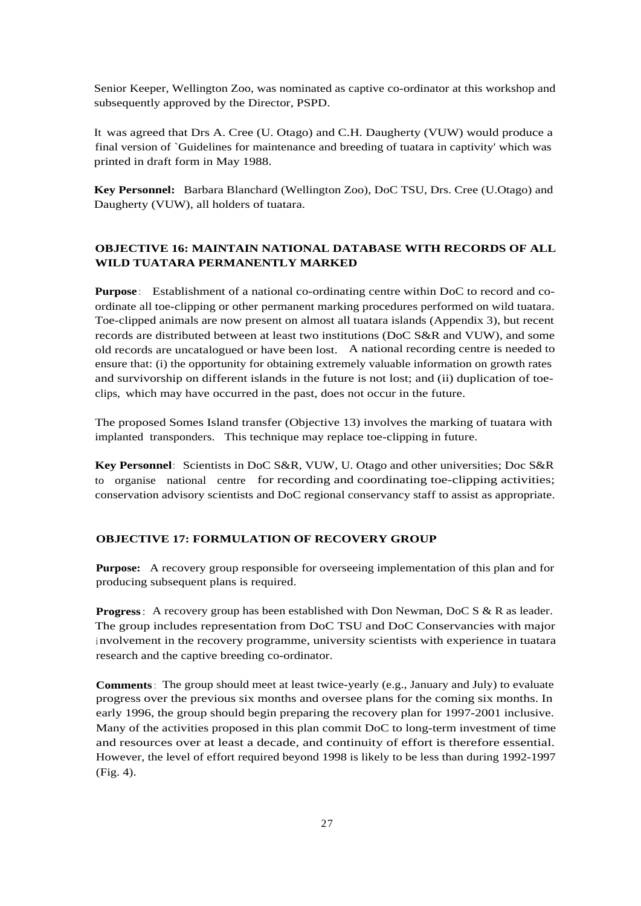Senior Keeper, Wellington Zoo, was nominated as captive co-ordinator at this workshop and subsequently approved by the Director, PSPD.

It was agreed that Drs A. Cree (U. Otago) and C.H. Daugherty (VUW) would produce a final version of `Guidelines for maintenance and breeding of tuatara in captivity' which was printed in draft form in May 1988.

**Key Personnel:** Barbara Blanchard (Wellington Zoo), DoC TSU, Drs. Cree (U.Otago) and Daugherty (VUW), all holders of tuatara.

### OBJECTIVE 16: MAINTAIN NATIONAL DATABASE WITH RECORDS OF ALL WILD TUATARA PERMANENTLY MARKED

**Purpose**: Establishment of a national co-ordinating centre within DoC to record and co-ordinate all toe-clipping or other permanent marking procedures performed on wild tuatara. Toe-clipped animals are now present on almost all tuatara islands (Appendix 3), but recent records are distributed between at least two institutions (DoC S&R and VUW), and some old records are uncatalogued or have been lost. A national recording centre is needed to ensure that: (i) the opportunity for obtaining extremely valuable information on growth rates and survivorship on different islands in the future is not lost; and (ii) duplication of toe-clips, which may have occurred in the past, does not occur in the future.

The proposed Somes Island transfer (Objective 13) involves the marking of tuatara with implanted transponders. This technique may replace toe-clipping in future.

**Key Personnel**: Scientists in DoC S&R, VUW, U. Otago and other universities; Doc S&R to organise national centre for recording and coordinating toe-clipping activities; conservation advisory scientists and DoC regional conservancy staff to assist as appropriate.

### OBJECTIVE 17: FORMULATION OF RECOVERY GROUP

**Purpose:** A recovery group responsible for overseeing implementation of this plan and for producing subsequent plans is required.

**Progress**: A recovery group has been established with Don Newman, DoC S & R as leader. The group includes representation from DoC TSU and DoC Conservancies with major involvement in the recovery programme, university scientists with experience in tuatara research and the captive breeding co-ordinator.

**Comments**: The group should meet at least twice-yearly (e.g., January and July) to evaluate progress over the previous six months and oversee plans for the coming six months. In early 1996, the group should begin preparing the recovery plan for 1997-2001 inclusive. Many of the activities proposed in this plan commit DoC to long-term investment of time and resources over at least a decade, and continuity of effort is therefore essential. However, the level of effort required beyond 1998 is likely to be less than during 1992-1997 (Fig. 4).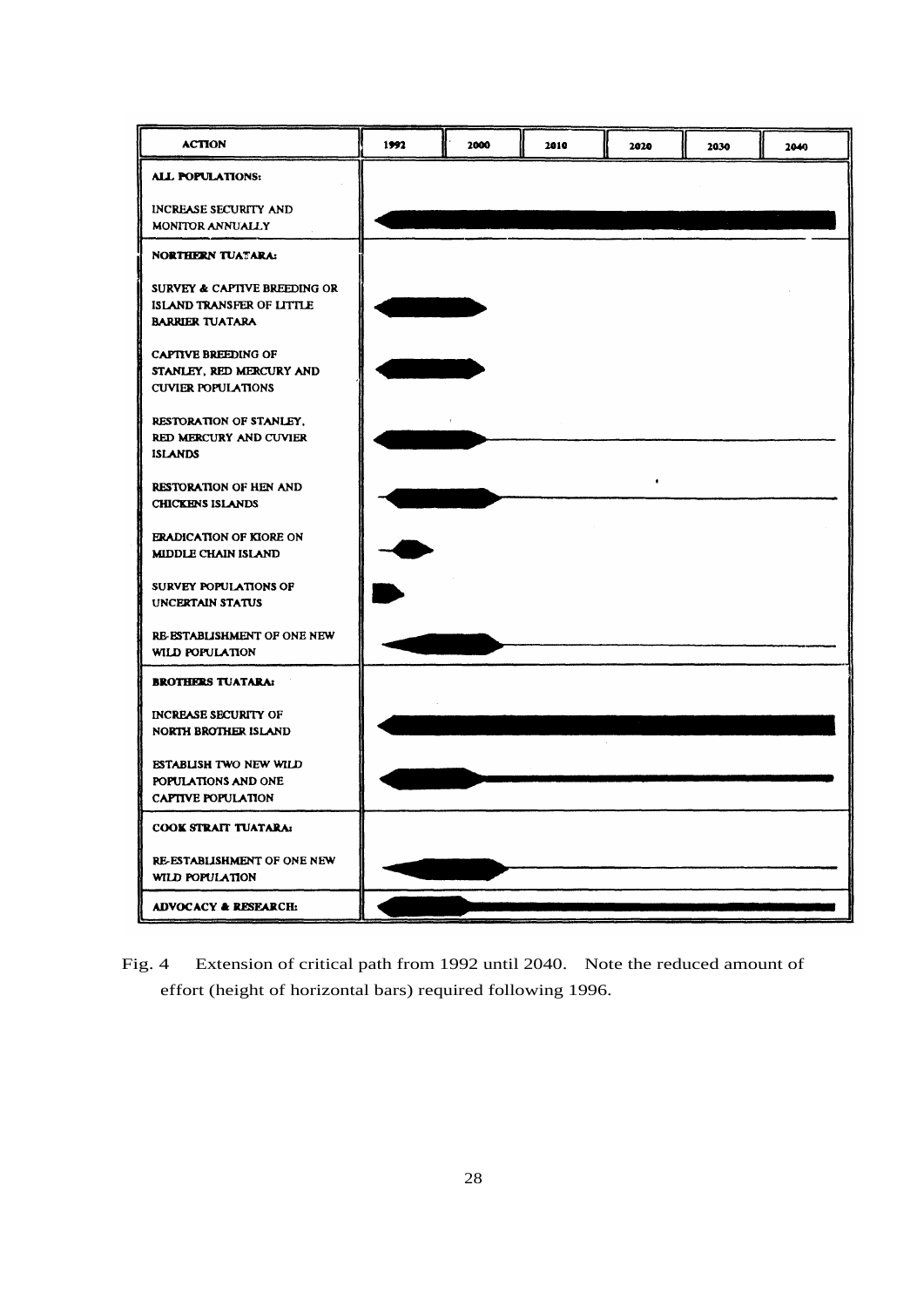| ACTION | 1992 | 2000 | 2010 | 2020 | 2030 | 2040 |
|---|---|---|---|---|---|---|
| **ALL POPULATIONS:** | | | | | | |
| INCREASE SECURITY AND MONITOR ANNUALLY | | | | | | |
| **NORTHERN TUATARA:** | | | | | | |
| SURVEY & CAPTIVE BREEDING OR ISLAND TRANSFER OF LITTLE BARRIER TUATARA | | | | | | |
| CAPTIVE BREEDING OF STANLEY, RED MERCURY AND CUVIER POPULATIONS | | | | | | |
| RESTORATION OF STANLEY, RED MERCURY AND CUVIER ISLANDS | | | | | | |
| RESTORATION OF HEN AND CHICKENS ISLANDS | | | | | | |
| ERADICATION OF KIORE ON MIDDLE CHAIN ISLAND | | | | | | |
| SURVEY POPULATIONS OF UNCERTAIN STATUS | | | | | | |
| RE-ESTABLISHMENT OF ONE NEW WILD POPULATION | | | | | | |
| **BROTHERS TUATARA:** | | | | | | |
| INCREASE SECURITY OF NORTH BROTHER ISLAND | | | | | | |
| ESTABLISH TWO NEW WILD POPULATIONS AND ONE CAPTIVE POPULATION | | | | | | |
| **COOK STRAIT TUATARA:** | | | | | | |
| RE-ESTABLISHMENT OF ONE NEW WILD POPULATION | | | | | | |
| **ADVOCACY & RESEARCH:** | | | | | | |

Fig. 4 Extension of critical path from 1992 until 2040. Note the reduced amount of effort (height of horizontal bars) required following 1996.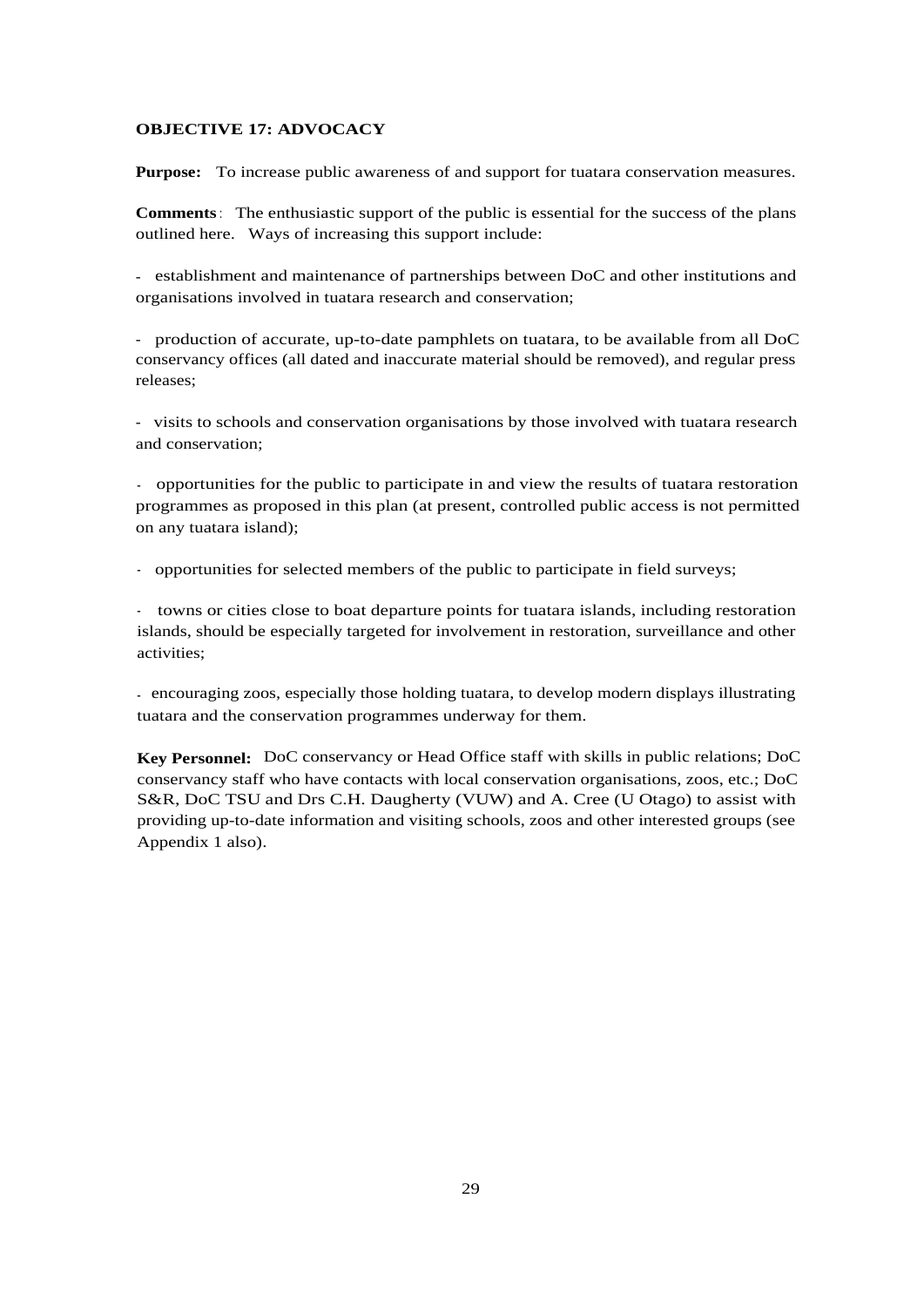**OBJECTIVE 17: ADVOCACY**

**Purpose:** To increase public awareness of and support for tuatara conservation measures.

**Comments**: The enthusiastic support of the public is essential for the success of the plans outlined here. Ways of increasing this support include:

- establishment and maintenance of partnerships between DoC and other institutions and organisations involved in tuatara research and conservation;

- production of accurate, up-to-date pamphlets on tuatara, to be available from all DoC conservancy offices (all dated and inaccurate material should be removed), and regular press releases;

- visits to schools and conservation organisations by those involved with tuatara research and conservation;

- opportunities for the public to participate in and view the results of tuatara restoration programmes as proposed in this plan (at present, controlled public access is not permitted on any tuatara island);

- opportunities for selected members of the public to participate in field surveys;

- towns or cities close to boat departure points for tuatara islands, including restoration islands, should be especially targeted for involvement in restoration, surveillance and other activities;

- encouraging zoos, especially those holding tuatara, to develop modern displays illustrating tuatara and the conservation programmes underway for them.

**Key Personnel:** DoC conservancy or Head Office staff with skills in public relations; DoC conservancy staff who have contacts with local conservation organisations, zoos, etc.; DoC S&R, DoC TSU and Drs C.H. Daugherty (VUW) and A. Cree (U Otago) to assist with providing up-to-date information and visiting schools, zoos and other interested groups (see Appendix 1 also).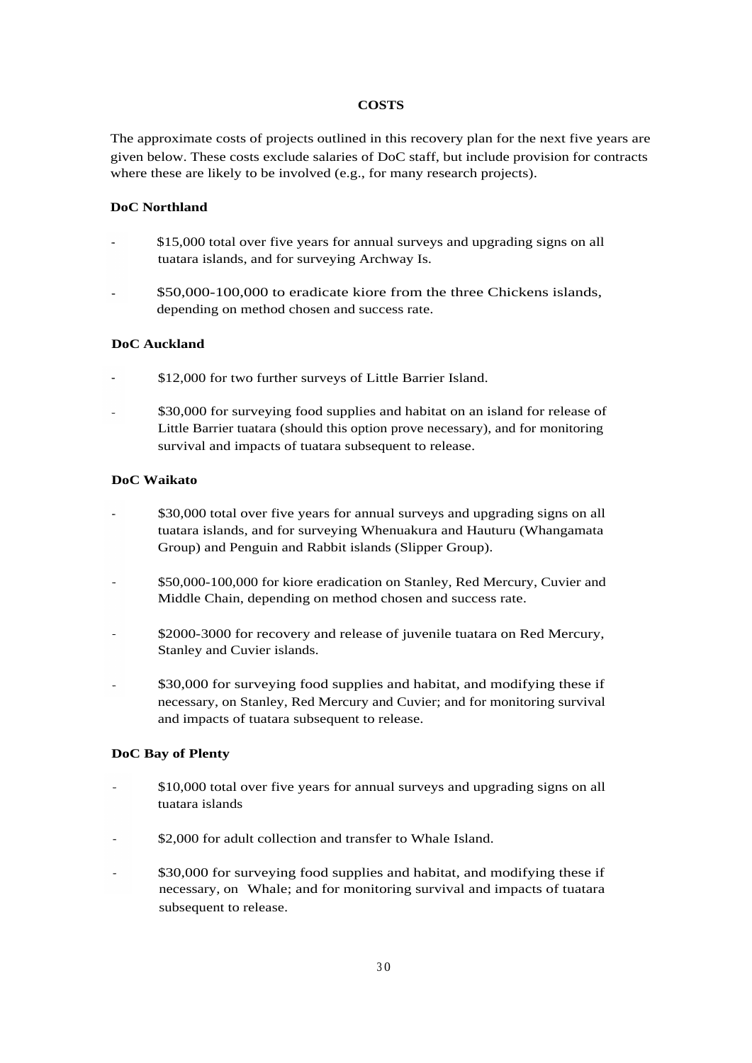## COSTS

The approximate costs of projects outlined in this recovery plan for the next five years are given below. These costs exclude salaries of DoC staff, but include provision for contracts where these are likely to be involved (e.g., for many research projects).

### DoC Northland

- $15,000 total over five years for annual surveys and upgrading signs on all tuatara islands, and for surveying Archway Is.
- $50,000-100,000 to eradicate kiore from the three Chickens islands, depending on method chosen and success rate.

### DoC Auckland

- $12,000 for two further surveys of Little Barrier Island.
- $30,000 for surveying food supplies and habitat on an island for release of Little Barrier tuatara (should this option prove necessary), and for monitoring survival and impacts of tuatara subsequent to release.

### DoC Waikato

- $30,000 total over five years for annual surveys and upgrading signs on all tuatara islands, and for surveying Whenuakura and Hauturu (Whangamata Group) and Penguin and Rabbit islands (Slipper Group).
- $50,000-100,000 for kiore eradication on Stanley, Red Mercury, Cuvier and Middle Chain, depending on method chosen and success rate.
- $2000-3000 for recovery and release of juvenile tuatara on Red Mercury, Stanley and Cuvier islands.
- $30,000 for surveying food supplies and habitat, and modifying these if necessary, on Stanley, Red Mercury and Cuvier; and for monitoring survival and impacts of tuatara subsequent to release.

### DoC Bay of Plenty

- $10,000 total over five years for annual surveys and upgrading signs on all tuatara islands
- $2,000 for adult collection and transfer to Whale Island.
- $30,000 for surveying food supplies and habitat, and modifying these if necessary, on Whale; and for monitoring survival and impacts of tuatara subsequent to release.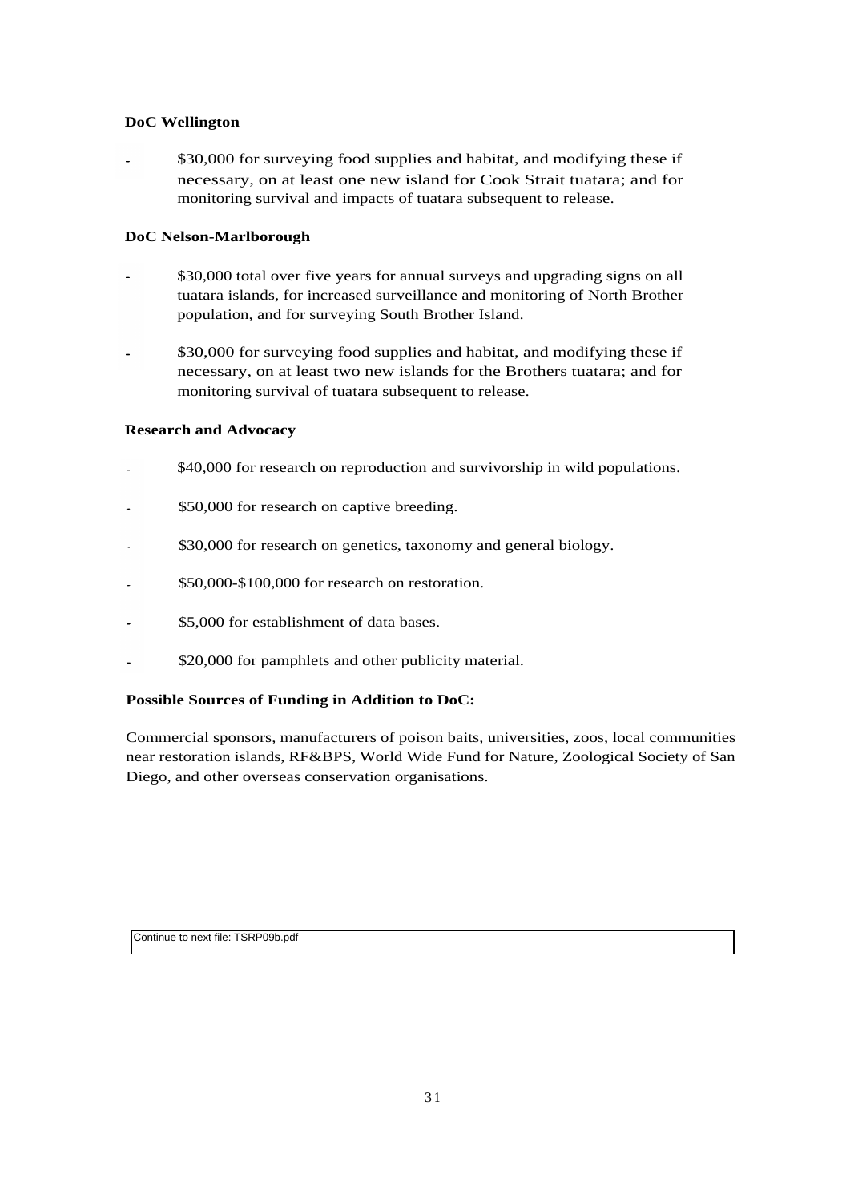**DoC Wellington**

- $30,000 for surveying food supplies and habitat, and modifying these if necessary, on at least one new island for Cook Strait tuatara; and for monitoring survival and impacts of tuatara subsequent to release.

**DoC Nelson-Marlborough**

- $30,000 total over five years for annual surveys and upgrading signs on all tuatara islands, for increased surveillance and monitoring of North Brother population, and for surveying South Brother Island.
- $30,000 for surveying food supplies and habitat, and modifying these if necessary, on at least two new islands for the Brothers tuatara; and for monitoring survival of tuatara subsequent to release.

**Research and Advocacy**

- $40,000 for research on reproduction and survivorship in wild populations.
- $50,000 for research on captive breeding.
- $30,000 for research on genetics, taxonomy and general biology.
- $50,000-$100,000 for research on restoration.
- $5,000 for establishment of data bases.
- $20,000 for pamphlets and other publicity material.

**Possible Sources of Funding in Addition to DoC:**

Commercial sponsors, manufacturers of poison baits, universities, zoos, local communities near restoration islands, RF&BPS, World Wide Fund for Nature, Zoological Society of San Diego, and other overseas conservation organisations.

Continue to next file: TSRP09b.pdf